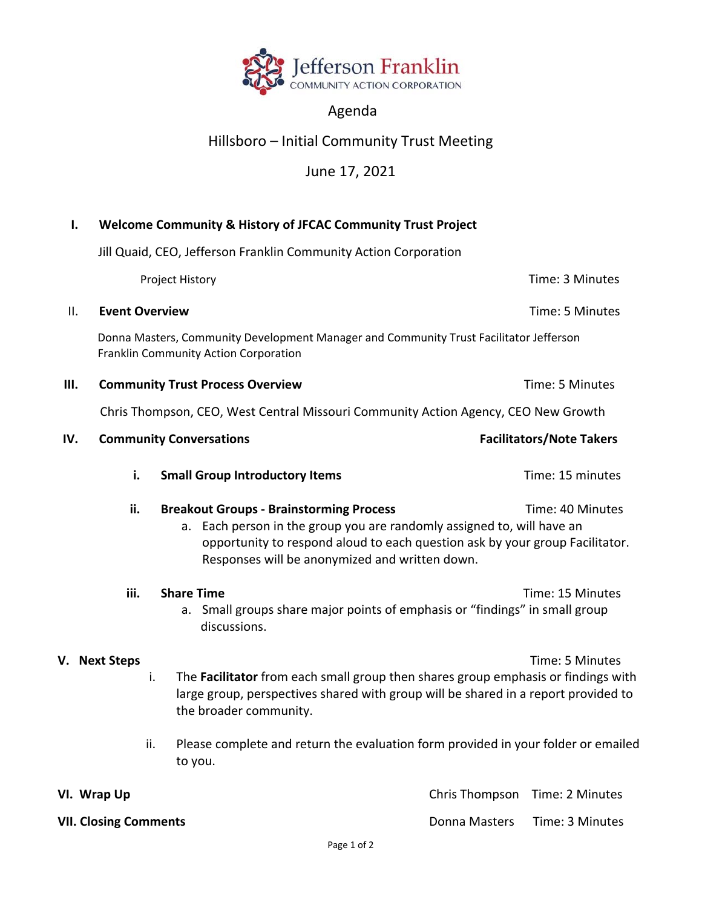Jefferson Franklin
COMMUNITY ACTION CORPORATION

# Agenda

## Hillsboro – Initial Community Trust Meeting

## June 17, 2021

**I. Welcome Community & History of JFCAC Community Trust Project**

Jill Quaid, CEO, Jefferson Franklin Community Action Corporation

Project History — Time: 3 Minutes

**II. Event Overview** — Time: 5 Minutes

Donna Masters, Community Development Manager and Community Trust Facilitator Jefferson Franklin Community Action Corporation

**III. Community Trust Process Overview** — Time: 5 Minutes

Chris Thompson, CEO, West Central Missouri Community Action Agency, CEO New Growth

**IV. Community Conversations** — **Facilitators/Note Takers**

- **i. Small Group Introductory Items** — Time: 15 minutes
- **ii. Breakout Groups - Brainstorming Process** — Time: 40 Minutes
  - a. Each person in the group you are randomly assigned to, will have an opportunity to respond aloud to each question ask by your group Facilitator. Responses will be anonymized and written down.
- **iii. Share Time** — Time: 15 Minutes
  - a. Small groups share major points of emphasis or "findings" in small group discussions.

**V. Next Steps** — Time: 5 Minutes

- i. The **Facilitator** from each small group then shares group emphasis or findings with large group, perspectives shared with group will be shared in a report provided to the broader community.
- ii. Please complete and return the evaluation form provided in your folder or emailed to you.

**VI. Wrap Up** — Chris Thompson — Time: 2 Minutes

**VII. Closing Comments** — Donna Masters — Time: 3 Minutes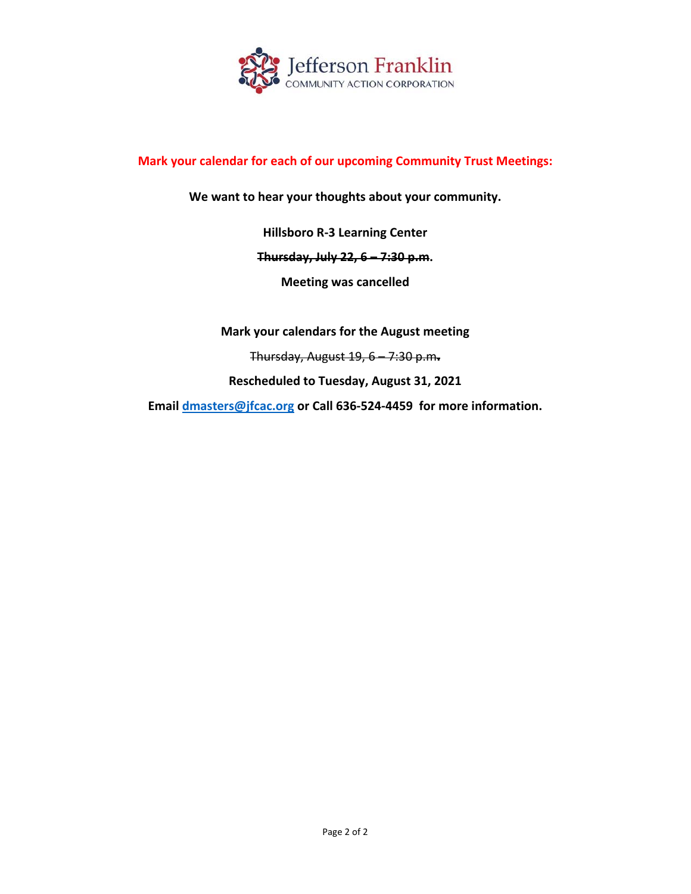Jefferson Franklin
COMMUNITY ACTION CORPORATION

**Mark your calendar for each of our upcoming Community Trust Meetings:**

**We want to hear your thoughts about your community.**

**Hillsboro R-3 Learning Center**

**~~Thursday, July 22, 6 – 7:30 p.m~~.**

**Meeting was cancelled**

**Mark your calendars for the August meeting**

~~Thursday, August 19, 6 – 7:30 p.m~~.

**Rescheduled to Tuesday, August 31, 2021**

**Email [dmasters@jfcac.org](mailto:dmasters@jfcac.org) or Call 636-524-4459 for more information.**